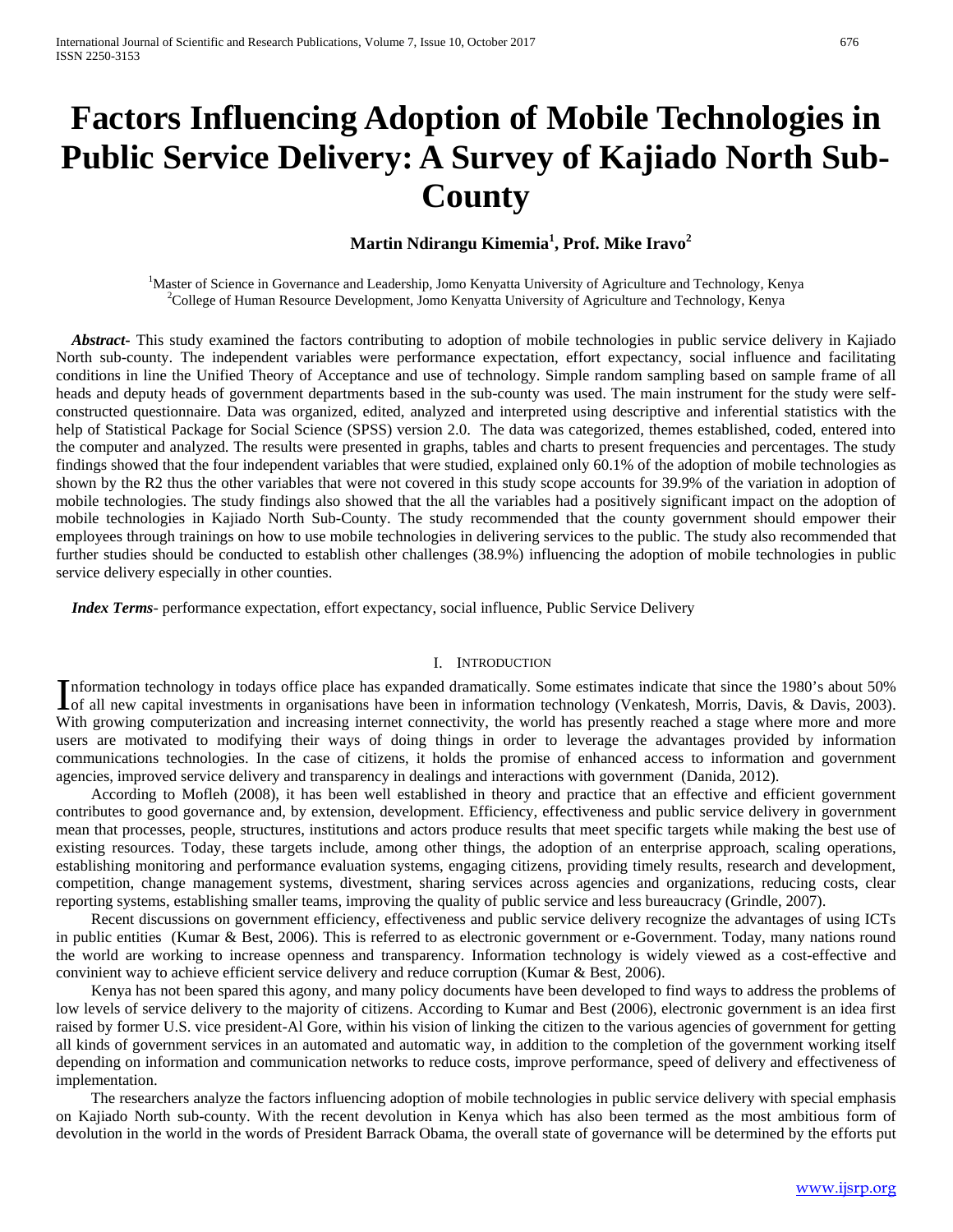# Factors Influencing Adoption of Mobile Technologies in Public Service Delivery: A Survey of Kajiado North Sub-County

**Martin Ndirangu Kimemia[1], Prof. Mike Iravo[2]**

[1]Master of Science in Governance and Leadership, Jomo Kenyatta University of Agriculture and Technology, Kenya
[2]College of Human Resource Development, Jomo Kenyatta University of Agriculture and Technology, Kenya

***Abstract***- This study examined the factors contributing to adoption of mobile technologies in public service delivery in Kajiado North sub-county. The independent variables were performance expectation, effort expectancy, social influence and facilitating conditions in line the Unified Theory of Acceptance and use of technology. Simple random sampling based on sample frame of all heads and deputy heads of government departments based in the sub-county was used. The main instrument for the study were self-constructed questionnaire. Data was organized, edited, analyzed and interpreted using descriptive and inferential statistics with the help of Statistical Package for Social Science (SPSS) version 2.0. The data was categorized, themes established, coded, entered into the computer and analyzed. The results were presented in graphs, tables and charts to present frequencies and percentages. The study findings showed that the four independent variables that were studied, explained only 60.1% of the adoption of mobile technologies as shown by the R2 thus the other variables that were not covered in this study scope accounts for 39.9% of the variation in adoption of mobile technologies. The study findings also showed that the all the variables had a positively significant impact on the adoption of mobile technologies in Kajiado North Sub-County. The study recommended that the county government should empower their employees through trainings on how to use mobile technologies in delivering services to the public. The study also recommended that further studies should be conducted to establish other challenges (38.9%) influencing the adoption of mobile technologies in public service delivery especially in other counties.

***Index Terms***- performance expectation, effort expectancy, social influence, Public Service Delivery

## I. Introduction

Information technology in todays office place has expanded dramatically. Some estimates indicate that since the 1980's about 50% of all new capital investments in organisations have been in information technology (Venkatesh, Morris, Davis, & Davis, 2003). With growing computerization and increasing internet connectivity, the world has presently reached a stage where more and more users are motivated to modifying their ways of doing things in order to leverage the advantages provided by information communications technologies. In the case of citizens, it holds the promise of enhanced access to information and government agencies, improved service delivery and transparency in dealings and interactions with government (Danida, 2012).

According to Mofleh (2008), it has been well established in theory and practice that an effective and efficient government contributes to good governance and, by extension, development. Efficiency, effectiveness and public service delivery in government mean that processes, people, structures, institutions and actors produce results that meet specific targets while making the best use of existing resources. Today, these targets include, among other things, the adoption of an enterprise approach, scaling operations, establishing monitoring and performance evaluation systems, engaging citizens, providing timely results, research and development, competition, change management systems, divestment, sharing services across agencies and organizations, reducing costs, clear reporting systems, establishing smaller teams, improving the quality of public service and less bureaucracy (Grindle, 2007).

Recent discussions on government efficiency, effectiveness and public service delivery recognize the advantages of using ICTs in public entities (Kumar & Best, 2006). This is referred to as electronic government or e-Government. Today, many nations round the world are working to increase openness and transparency. Information technology is widely viewed as a cost-effective and convinient way to achieve efficient service delivery and reduce corruption (Kumar & Best, 2006).

Kenya has not been spared this agony, and many policy documents have been developed to find ways to address the problems of low levels of service delivery to the majority of citizens. According to Kumar and Best (2006), electronic government is an idea first raised by former U.S. vice president-Al Gore, within his vision of linking the citizen to the various agencies of government for getting all kinds of government services in an automated and automatic way, in addition to the completion of the government working itself depending on information and communication networks to reduce costs, improve performance, speed of delivery and effectiveness of implementation.

The researchers analyze the factors influencing adoption of mobile technologies in public service delivery with special emphasis on Kajiado North sub-county. With the recent devolution in Kenya which has also been termed as the most ambitious form of devolution in the world in the words of President Barrack Obama, the overall state of governance will be determined by the efforts put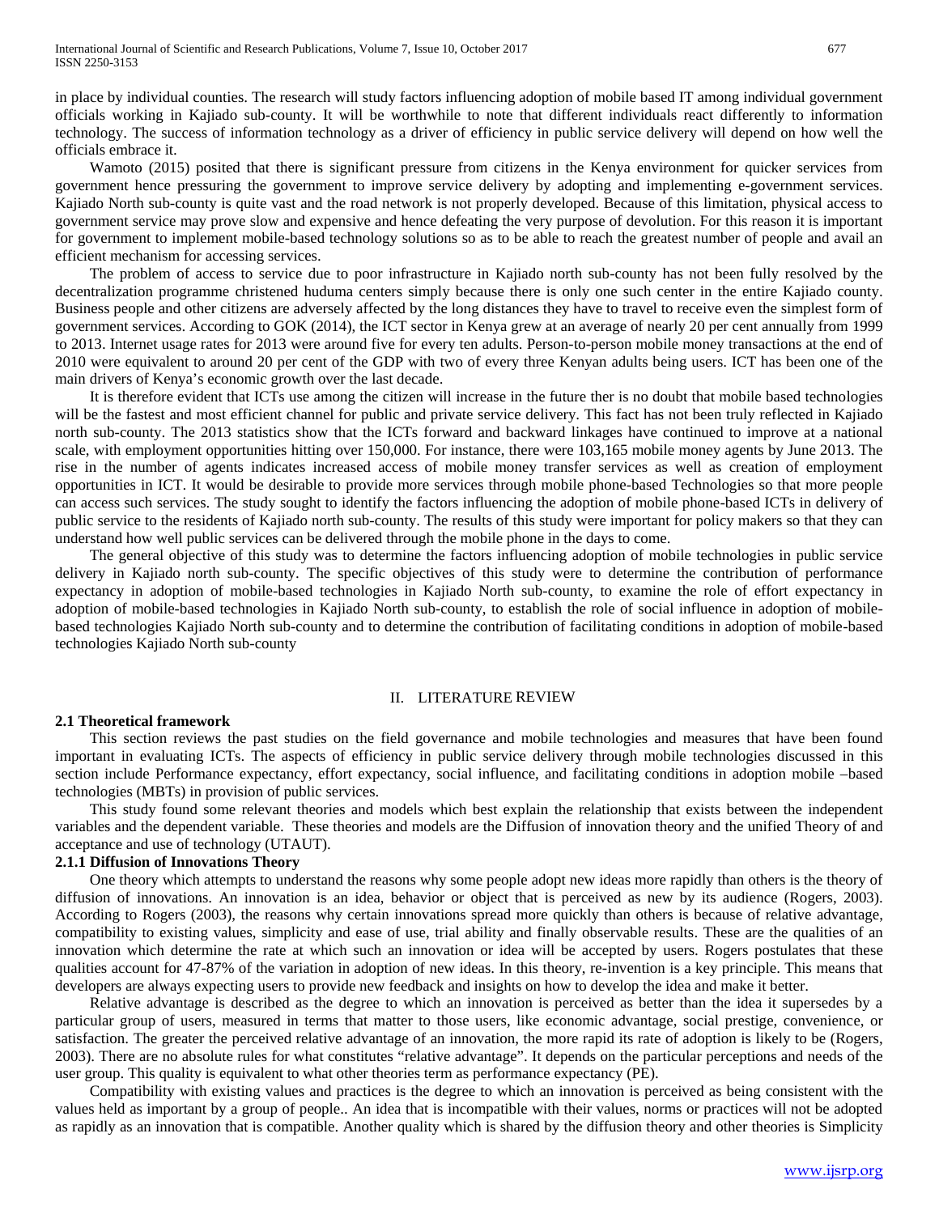in place by individual counties. The research will study factors influencing adoption of mobile based IT among individual government officials working in Kajiado sub-county. It will be worthwhile to note that different individuals react differently to information technology. The success of information technology as a driver of efficiency in public service delivery will depend on how well the officials embrace it.

Wamoto (2015) posited that there is significant pressure from citizens in the Kenya environment for quicker services from government hence pressuring the government to improve service delivery by adopting and implementing e-government services. Kajiado North sub-county is quite vast and the road network is not properly developed. Because of this limitation, physical access to government service may prove slow and expensive and hence defeating the very purpose of devolution. For this reason it is important for government to implement mobile-based technology solutions so as to be able to reach the greatest number of people and avail an efficient mechanism for accessing services.

The problem of access to service due to poor infrastructure in Kajiado north sub-county has not been fully resolved by the decentralization programme christened huduma centers simply because there is only one such center in the entire Kajiado county. Business people and other citizens are adversely affected by the long distances they have to travel to receive even the simplest form of government services. According to GOK (2014), the ICT sector in Kenya grew at an average of nearly 20 per cent annually from 1999 to 2013. Internet usage rates for 2013 were around five for every ten adults. Person-to-person mobile money transactions at the end of 2010 were equivalent to around 20 per cent of the GDP with two of every three Kenyan adults being users. ICT has been one of the main drivers of Kenya's economic growth over the last decade.

It is therefore evident that ICTs use among the citizen will increase in the future ther is no doubt that mobile based technologies will be the fastest and most efficient channel for public and private service delivery. This fact has not been truly reflected in Kajiado north sub-county. The 2013 statistics show that the ICTs forward and backward linkages have continued to improve at a national scale, with employment opportunities hitting over 150,000. For instance, there were 103,165 mobile money agents by June 2013. The rise in the number of agents indicates increased access of mobile money transfer services as well as creation of employment opportunities in ICT. It would be desirable to provide more services through mobile phone-based Technologies so that more people can access such services. The study sought to identify the factors influencing the adoption of mobile phone-based ICTs in delivery of public service to the residents of Kajiado north sub-county. The results of this study were important for policy makers so that they can understand how well public services can be delivered through the mobile phone in the days to come.

The general objective of this study was to determine the factors influencing adoption of mobile technologies in public service delivery in Kajiado north sub-county. The specific objectives of this study were to determine the contribution of performance expectancy in adoption of mobile-based technologies in Kajiado North sub-county, to examine the role of effort expectancy in adoption of mobile-based technologies in Kajiado North sub-county, to establish the role of social influence in adoption of mobile-based technologies Kajiado North sub-county and to determine the contribution of facilitating conditions in adoption of mobile-based technologies Kajiado North sub-county

## II. LITERATURE REVIEW

### 2.1 Theoretical framework

This section reviews the past studies on the field governance and mobile technologies and measures that have been found important in evaluating ICTs. The aspects of efficiency in public service delivery through mobile technologies discussed in this section include Performance expectancy, effort expectancy, social influence, and facilitating conditions in adoption mobile –based technologies (MBTs) in provision of public services.

This study found some relevant theories and models which best explain the relationship that exists between the independent variables and the dependent variable. These theories and models are the Diffusion of innovation theory and the unified Theory of and acceptance and use of technology (UTAUT).

### 2.1.1 Diffusion of Innovations Theory

One theory which attempts to understand the reasons why some people adopt new ideas more rapidly than others is the theory of diffusion of innovations. An innovation is an idea, behavior or object that is perceived as new by its audience (Rogers, 2003). According to Rogers (2003), the reasons why certain innovations spread more quickly than others is because of relative advantage, compatibility to existing values, simplicity and ease of use, trial ability and finally observable results. These are the qualities of an innovation which determine the rate at which such an innovation or idea will be accepted by users. Rogers postulates that these qualities account for 47-87% of the variation in adoption of new ideas. In this theory, re-invention is a key principle. This means that developers are always expecting users to provide new feedback and insights on how to develop the idea and make it better.

Relative advantage is described as the degree to which an innovation is perceived as better than the idea it supersedes by a particular group of users, measured in terms that matter to those users, like economic advantage, social prestige, convenience, or satisfaction. The greater the perceived relative advantage of an innovation, the more rapid its rate of adoption is likely to be (Rogers, 2003). There are no absolute rules for what constitutes "relative advantage". It depends on the particular perceptions and needs of the user group. This quality is equivalent to what other theories term as performance expectancy (PE).

Compatibility with existing values and practices is the degree to which an innovation is perceived as being consistent with the values held as important by a group of people.. An idea that is incompatible with their values, norms or practices will not be adopted as rapidly as an innovation that is compatible. Another quality which is shared by the diffusion theory and other theories is Simplicity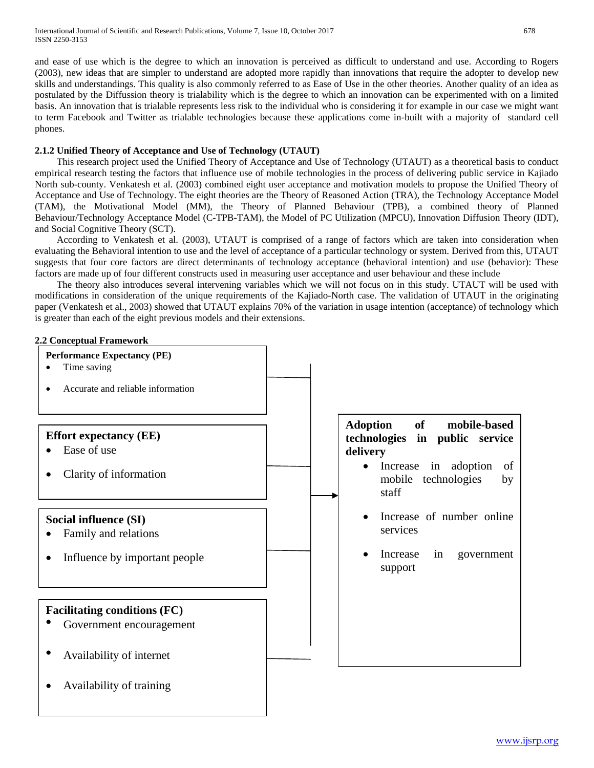and ease of use which is the degree to which an innovation is perceived as difficult to understand and use. According to Rogers (2003), new ideas that are simpler to understand are adopted more rapidly than innovations that require the adopter to develop new skills and understandings. This quality is also commonly referred to as Ease of Use in the other theories. Another quality of an idea as postulated by the Diffussion theory is trialability which is the degree to which an innovation can be experimented with on a limited basis. An innovation that is trialable represents less risk to the individual who is considering it for example in our case we might want to term Facebook and Twitter as trialable technologies because these applications come in-built with a majority of standard cell phones.

### 2.1.2 Unified Theory of Acceptance and Use of Technology (UTAUT)

This research project used the Unified Theory of Acceptance and Use of Technology (UTAUT) as a theoretical basis to conduct empirical research testing the factors that influence use of mobile technologies in the process of delivering public service in Kajiado North sub-county. Venkatesh et al. (2003) combined eight user acceptance and motivation models to propose the Unified Theory of Acceptance and Use of Technology. The eight theories are the Theory of Reasoned Action (TRA), the Technology Acceptance Model (TAM), the Motivational Model (MM), the Theory of Planned Behaviour (TPB), a combined theory of Planned Behaviour/Technology Acceptance Model (C-TPB-TAM), the Model of PC Utilization (MPCU), Innovation Diffusion Theory (IDT), and Social Cognitive Theory (SCT).

According to Venkatesh et al. (2003), UTAUT is comprised of a range of factors which are taken into consideration when evaluating the Behavioral intention to use and the level of acceptance of a particular technology or system. Derived from this, UTAUT suggests that four core factors are direct determinants of technology acceptance (behavioral intention) and use (behavior): These factors are made up of four different constructs used in measuring user acceptance and user behaviour and these include

The theory also introduces several intervening variables which we will not focus on in this study. UTAUT will be used with modifications in consideration of the unique requirements of the Kajiado-North case. The validation of UTAUT in the originating paper (Venkatesh et al., 2003) showed that UTAUT explains 70% of the variation in usage intention (acceptance) of technology which is greater than each of the eight previous models and their extensions.

## 2.2 Conceptual Framework

**Performance Expectancy (PE)**
- Time saving
- Accurate and reliable information

**Effort expectancy (EE)**
- Ease of use
- Clarity of information

**Social influence (SI)**
- Family and relations
- Influence by important people

**Facilitating conditions (FC)**
- Government encouragement
- Availability of internet
- Availability of training

→

**Adoption of mobile-based technologies in public service delivery**
- Increase in adoption of mobile technologies by staff
- Increase of number online services
- Increase in government support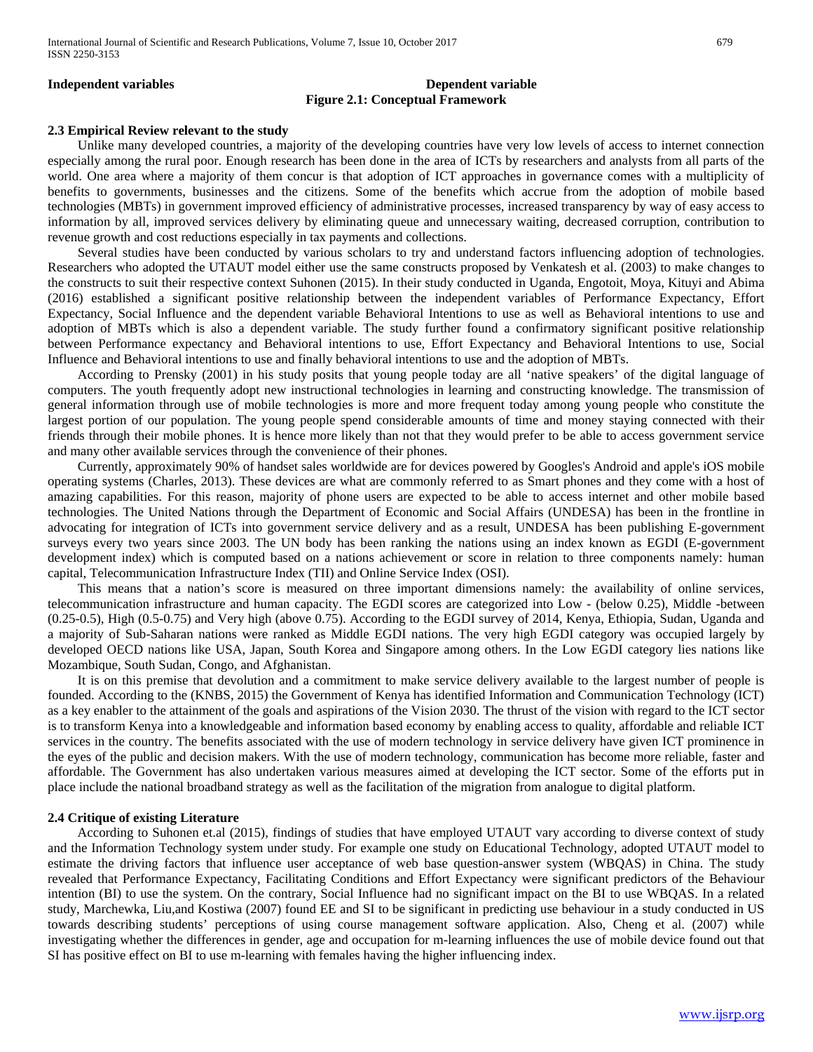**Independent variables** **Dependent variable**

**Figure 2.1: Conceptual Framework**

### 2.3 Empirical Review relevant to the study

Unlike many developed countries, a majority of the developing countries have very low levels of access to internet connection especially among the rural poor. Enough research has been done in the area of ICTs by researchers and analysts from all parts of the world. One area where a majority of them concur is that adoption of ICT approaches in governance comes with a multiplicity of benefits to governments, businesses and the citizens. Some of the benefits which accrue from the adoption of mobile based technologies (MBTs) in government improved efficiency of administrative processes, increased transparency by way of easy access to information by all, improved services delivery by eliminating queue and unnecessary waiting, decreased corruption, contribution to revenue growth and cost reductions especially in tax payments and collections.

Several studies have been conducted by various scholars to try and understand factors influencing adoption of technologies. Researchers who adopted the UTAUT model either use the same constructs proposed by Venkatesh et al. (2003) to make changes to the constructs to suit their respective context Suhonen (2015). In their study conducted in Uganda, Engotoit, Moya, Kituyi and Abima (2016) established a significant positive relationship between the independent variables of Performance Expectancy, Effort Expectancy, Social Influence and the dependent variable Behavioral Intentions to use as well as Behavioral intentions to use and adoption of MBTs which is also a dependent variable. The study further found a confirmatory significant positive relationship between Performance expectancy and Behavioral intentions to use, Effort Expectancy and Behavioral Intentions to use, Social Influence and Behavioral intentions to use and finally behavioral intentions to use and the adoption of MBTs.

According to Prensky (2001) in his study posits that young people today are all 'native speakers' of the digital language of computers. The youth frequently adopt new instructional technologies in learning and constructing knowledge. The transmission of general information through use of mobile technologies is more and more frequent today among young people who constitute the largest portion of our population. The young people spend considerable amounts of time and money staying connected with their friends through their mobile phones. It is hence more likely than not that they would prefer to be able to access government service and many other available services through the convenience of their phones.

Currently, approximately 90% of handset sales worldwide are for devices powered by Googles's Android and apple's iOS mobile operating systems (Charles, 2013). These devices are what are commonly referred to as Smart phones and they come with a host of amazing capabilities. For this reason, majority of phone users are expected to be able to access internet and other mobile based technologies. The United Nations through the Department of Economic and Social Affairs (UNDESA) has been in the frontline in advocating for integration of ICTs into government service delivery and as a result, UNDESA has been publishing E-government surveys every two years since 2003. The UN body has been ranking the nations using an index known as EGDI (E-government development index) which is computed based on a nations achievement or score in relation to three components namely: human capital, Telecommunication Infrastructure Index (TII) and Online Service Index (OSI).

This means that a nation's score is measured on three important dimensions namely: the availability of online services, telecommunication infrastructure and human capacity. The EGDI scores are categorized into Low - (below 0.25), Middle -between (0.25-0.5), High (0.5-0.75) and Very high (above 0.75). According to the EGDI survey of 2014, Kenya, Ethiopia, Sudan, Uganda and a majority of Sub-Saharan nations were ranked as Middle EGDI nations. The very high EGDI category was occupied largely by developed OECD nations like USA, Japan, South Korea and Singapore among others. In the Low EGDI category lies nations like Mozambique, South Sudan, Congo, and Afghanistan.

It is on this premise that devolution and a commitment to make service delivery available to the largest number of people is founded. According to the (KNBS, 2015) the Government of Kenya has identified Information and Communication Technology (ICT) as a key enabler to the attainment of the goals and aspirations of the Vision 2030. The thrust of the vision with regard to the ICT sector is to transform Kenya into a knowledgeable and information based economy by enabling access to quality, affordable and reliable ICT services in the country. The benefits associated with the use of modern technology in service delivery have given ICT prominence in the eyes of the public and decision makers. With the use of modern technology, communication has become more reliable, faster and affordable. The Government has also undertaken various measures aimed at developing the ICT sector. Some of the efforts put in place include the national broadband strategy as well as the facilitation of the migration from analogue to digital platform.

### 2.4 Critique of existing Literature

According to Suhonen et.al (2015), findings of studies that have employed UTAUT vary according to diverse context of study and the Information Technology system under study. For example one study on Educational Technology, adopted UTAUT model to estimate the driving factors that influence user acceptance of web base question-answer system (WBQAS) in China. The study revealed that Performance Expectancy, Facilitating Conditions and Effort Expectancy were significant predictors of the Behaviour intention (BI) to use the system. On the contrary, Social Influence had no significant impact on the BI to use WBQAS. In a related study, Marchewka, Liu,and Kostiwa (2007) found EE and SI to be significant in predicting use behaviour in a study conducted in US towards describing students' perceptions of using course management software application. Also, Cheng et al. (2007) while investigating whether the differences in gender, age and occupation for m-learning influences the use of mobile device found out that SI has positive effect on BI to use m-learning with females having the higher influencing index.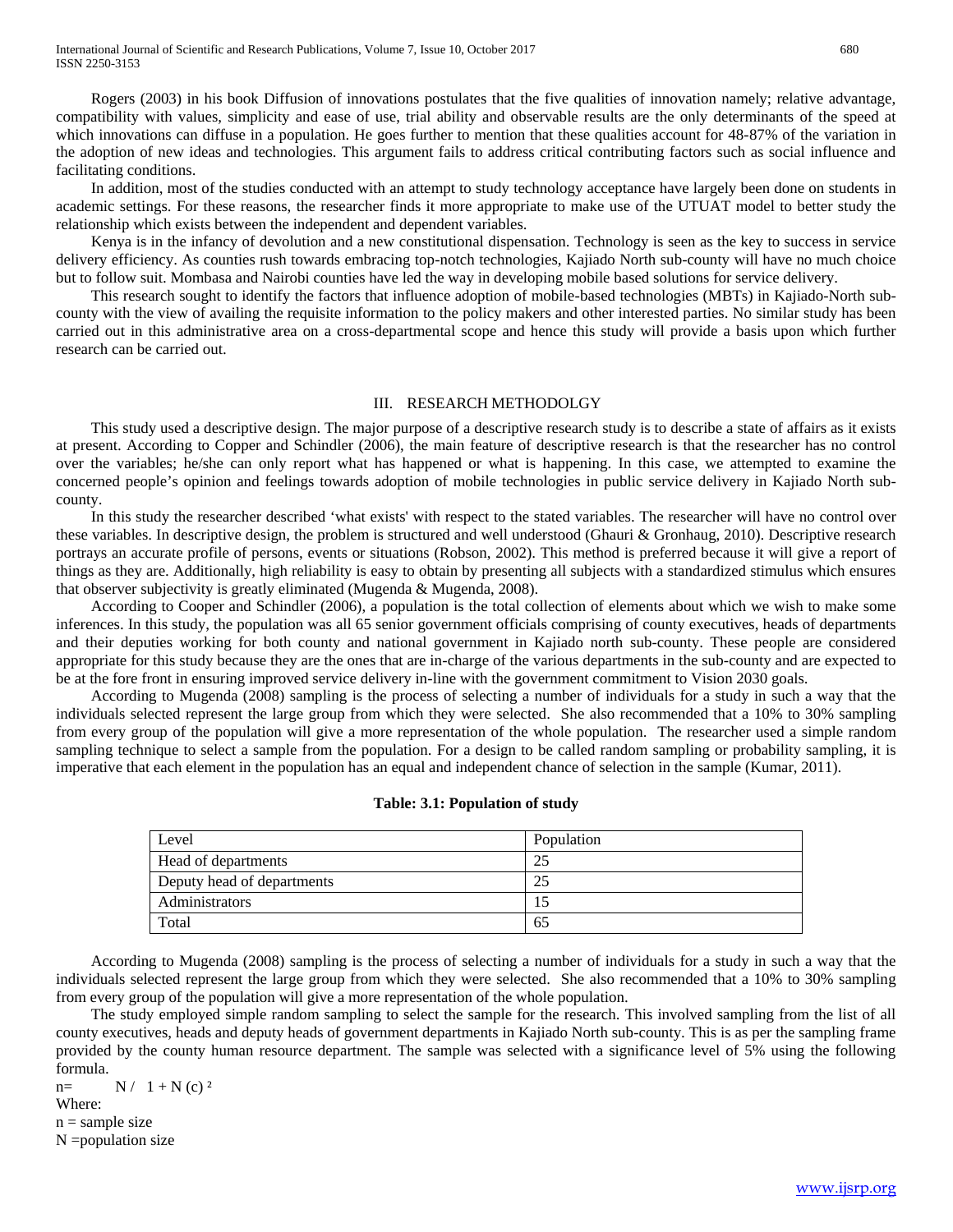Rogers (2003) in his book Diffusion of innovations postulates that the five qualities of innovation namely; relative advantage, compatibility with values, simplicity and ease of use, trial ability and observable results are the only determinants of the speed at which innovations can diffuse in a population. He goes further to mention that these qualities account for 48-87% of the variation in the adoption of new ideas and technologies. This argument fails to address critical contributing factors such as social influence and facilitating conditions.

In addition, most of the studies conducted with an attempt to study technology acceptance have largely been done on students in academic settings. For these reasons, the researcher finds it more appropriate to make use of the UTUAT model to better study the relationship which exists between the independent and dependent variables.

Kenya is in the infancy of devolution and a new constitutional dispensation. Technology is seen as the key to success in service delivery efficiency. As counties rush towards embracing top-notch technologies, Kajiado North sub-county will have no much choice but to follow suit. Mombasa and Nairobi counties have led the way in developing mobile based solutions for service delivery.

This research sought to identify the factors that influence adoption of mobile-based technologies (MBTs) in Kajiado-North sub-county with the view of availing the requisite information to the policy makers and other interested parties. No similar study has been carried out in this administrative area on a cross-departmental scope and hence this study will provide a basis upon which further research can be carried out.

## III. RESEARCH METHODOLGY

This study used a descriptive design. The major purpose of a descriptive research study is to describe a state of affairs as it exists at present. According to Copper and Schindler (2006), the main feature of descriptive research is that the researcher has no control over the variables; he/she can only report what has happened or what is happening. In this case, we attempted to examine the concerned people's opinion and feelings towards adoption of mobile technologies in public service delivery in Kajiado North sub-county.

In this study the researcher described 'what exists' with respect to the stated variables. The researcher will have no control over these variables. In descriptive design, the problem is structured and well understood (Ghauri & Gronhaug, 2010). Descriptive research portrays an accurate profile of persons, events or situations (Robson, 2002). This method is preferred because it will give a report of things as they are. Additionally, high reliability is easy to obtain by presenting all subjects with a standardized stimulus which ensures that observer subjectivity is greatly eliminated (Mugenda & Mugenda, 2008).

According to Cooper and Schindler (2006), a population is the total collection of elements about which we wish to make some inferences. In this study, the population was all 65 senior government officials comprising of county executives, heads of departments and their deputies working for both county and national government in Kajiado north sub-county. These people are considered appropriate for this study because they are the ones that are in-charge of the various departments in the sub-county and are expected to be at the fore front in ensuring improved service delivery in-line with the government commitment to Vision 2030 goals.

According to Mugenda (2008) sampling is the process of selecting a number of individuals for a study in such a way that the individuals selected represent the large group from which they were selected. She also recommended that a 10% to 30% sampling from every group of the population will give a more representation of the whole population. The researcher used a simple random sampling technique to select a sample from the population. For a design to be called random sampling or probability sampling, it is imperative that each element in the population has an equal and independent chance of selection in the sample (Kumar, 2011).

**Table: 3.1: Population of study**

| Level | Population |
|---|---|
| Head of departments | 25 |
| Deputy head of departments | 25 |
| Administrators | 15 |
| Total | 65 |

According to Mugenda (2008) sampling is the process of selecting a number of individuals for a study in such a way that the individuals selected represent the large group from which they were selected. She also recommended that a 10% to 30% sampling from every group of the population will give a more representation of the whole population.

The study employed simple random sampling to select the sample for the research. This involved sampling from the list of all county executives, heads and deputy heads of government departments in Kajiado North sub-county. This is as per the sampling frame provided by the county human resource department. The sample was selected with a significance level of 5% using the following formula.

$n = N / 1 + N(c)^2$

Where:

n = sample size

N = population size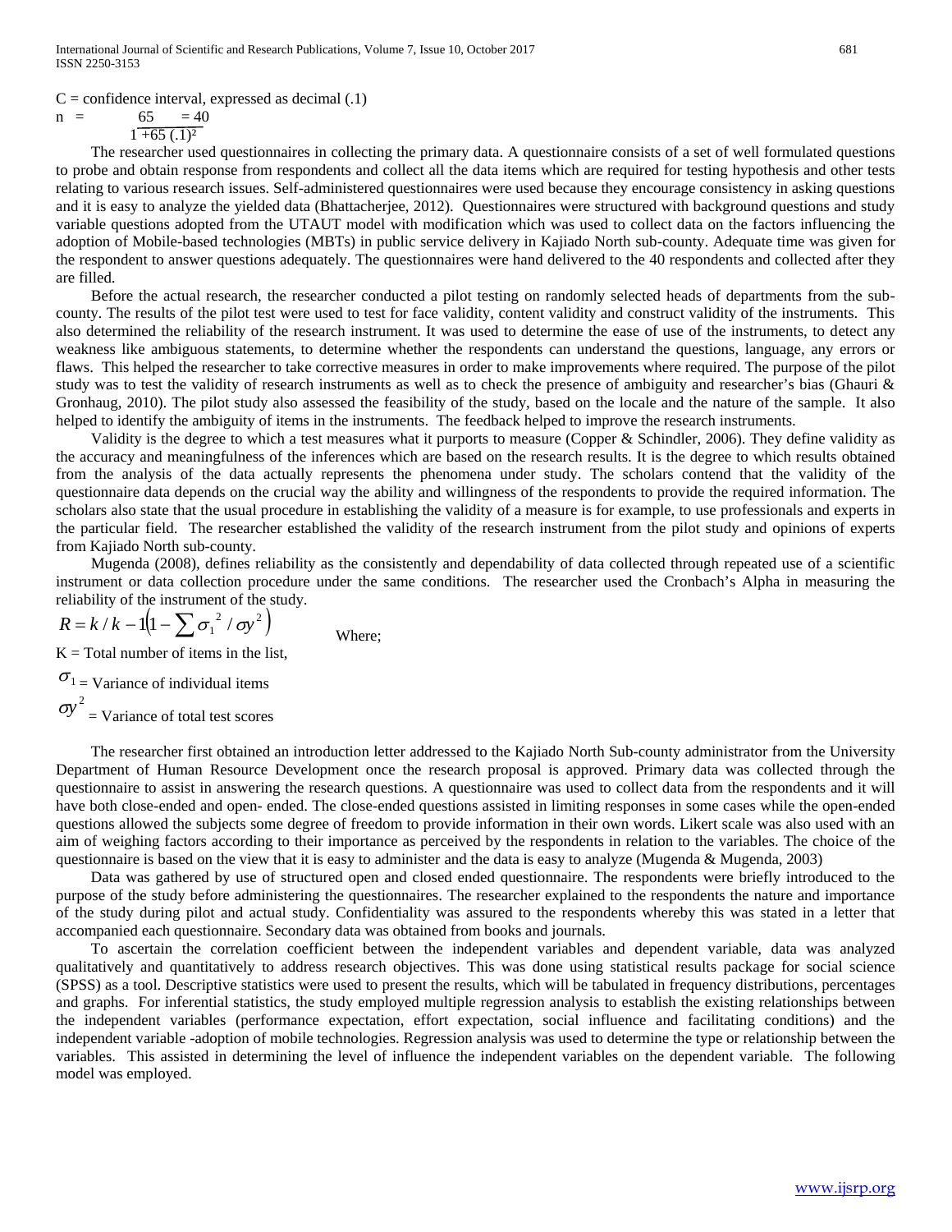C = confidence interval, expressed as decimal (.1)

$$n = \frac{65}{1+65\,(.1)^2} = 40$$

The researcher used questionnaires in collecting the primary data. A questionnaire consists of a set of well formulated questions to probe and obtain response from respondents and collect all the data items which are required for testing hypothesis and other tests relating to various research issues. Self-administered questionnaires were used because they encourage consistency in asking questions and it is easy to analyze the yielded data (Bhattacherjee, 2012). Questionnaires were structured with background questions and study variable questions adopted from the UTAUT model with modification which was used to collect data on the factors influencing the adoption of Mobile-based technologies (MBTs) in public service delivery in Kajiado North sub-county. Adequate time was given for the respondent to answer questions adequately. The questionnaires were hand delivered to the 40 respondents and collected after they are filled.

Before the actual research, the researcher conducted a pilot testing on randomly selected heads of departments from the sub-county. The results of the pilot test were used to test for face validity, content validity and construct validity of the instruments. This also determined the reliability of the research instrument. It was used to determine the ease of use of the instruments, to detect any weakness like ambiguous statements, to determine whether the respondents can understand the questions, language, any errors or flaws. This helped the researcher to take corrective measures in order to make improvements where required. The purpose of the pilot study was to test the validity of research instruments as well as to check the presence of ambiguity and researcher's bias (Ghauri & Gronhaug, 2010). The pilot study also assessed the feasibility of the study, based on the locale and the nature of the sample. It also helped to identify the ambiguity of items in the instruments. The feedback helped to improve the research instruments.

Validity is the degree to which a test measures what it purports to measure (Copper & Schindler, 2006). They define validity as the accuracy and meaningfulness of the inferences which are based on the research results. It is the degree to which results obtained from the analysis of the data actually represents the phenomena under study. The scholars contend that the validity of the questionnaire data depends on the crucial way the ability and willingness of the respondents to provide the required information. The scholars also state that the usual procedure in establishing the validity of a measure is for example, to use professionals and experts in the particular field. The researcher established the validity of the research instrument from the pilot study and opinions of experts from Kajiado North sub-county.

Mugenda (2008), defines reliability as the consistently and dependability of data collected through repeated use of a scientific instrument or data collection procedure under the same conditions. The researcher used the Cronbach's Alpha in measuring the reliability of the instrument of the study.

$$R = k/k-1\left(1-\sum \sigma_1^{\,2}/\sigma y^2\right)$$

Where;

K = Total number of items in the list,

$\sigma_1$ = Variance of individual items

$\sigma y^2$ = Variance of total test scores

The researcher first obtained an introduction letter addressed to the Kajiado North Sub-county administrator from the University Department of Human Resource Development once the research proposal is approved. Primary data was collected through the questionnaire to assist in answering the research questions. A questionnaire was used to collect data from the respondents and it will have both close-ended and open- ended. The close-ended questions assisted in limiting responses in some cases while the open-ended questions allowed the subjects some degree of freedom to provide information in their own words. Likert scale was also used with an aim of weighing factors according to their importance as perceived by the respondents in relation to the variables. The choice of the questionnaire is based on the view that it is easy to administer and the data is easy to analyze (Mugenda & Mugenda, 2003)

Data was gathered by use of structured open and closed ended questionnaire. The respondents were briefly introduced to the purpose of the study before administering the questionnaires. The researcher explained to the respondents the nature and importance of the study during pilot and actual study. Confidentiality was assured to the respondents whereby this was stated in a letter that accompanied each questionnaire. Secondary data was obtained from books and journals.

To ascertain the correlation coefficient between the independent variables and dependent variable, data was analyzed qualitatively and quantitatively to address research objectives. This was done using statistical results package for social science (SPSS) as a tool. Descriptive statistics were used to present the results, which will be tabulated in frequency distributions, percentages and graphs. For inferential statistics, the study employed multiple regression analysis to establish the existing relationships between the independent variables (performance expectation, effort expectation, social influence and facilitating conditions) and the independent variable -adoption of mobile technologies. Regression analysis was used to determine the type or relationship between the variables. This assisted in determining the level of influence the independent variables on the dependent variable. The following model was employed.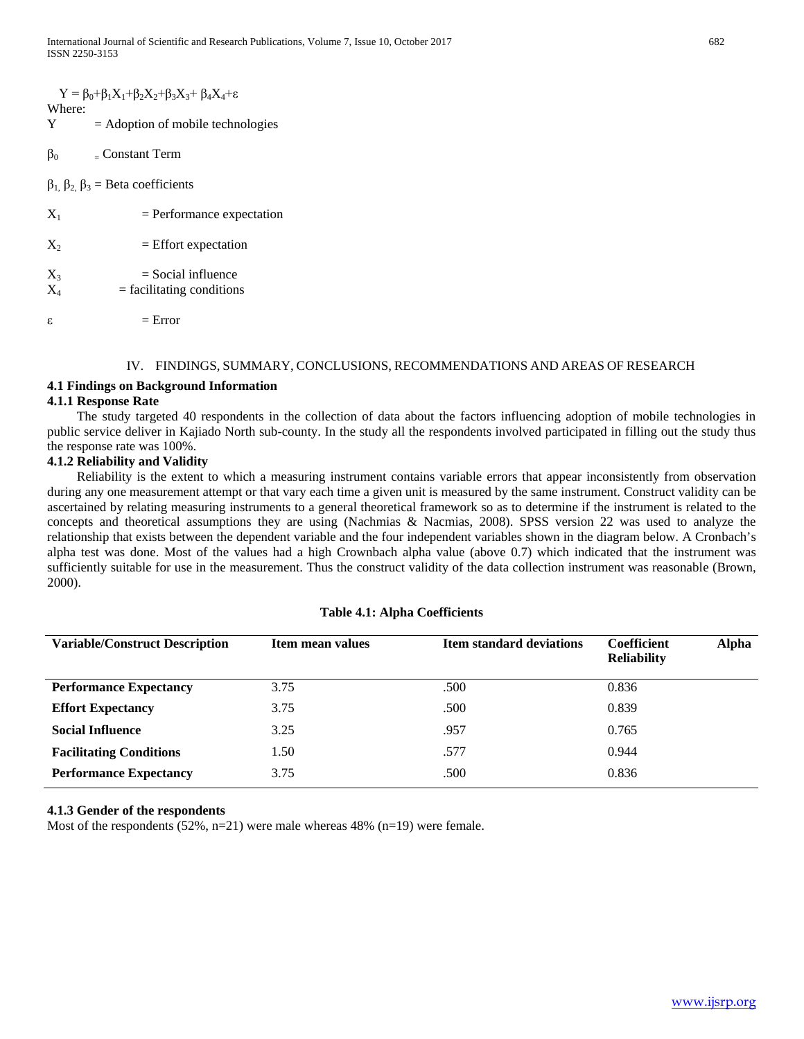$$Y = \beta_0+\beta_1X_1+\beta_2X_2+\beta_3X_3+ \beta_4X_4+\varepsilon$$

Where:

$Y$ = Adoption of mobile technologies

$\beta_0$ = Constant Term

$\beta_1, \beta_2, \beta_3$ = Beta coefficients

$X_1$ = Performance expectation

$X_2$ = Effort expectation

$X_3$ = Social influence

$X_4$ = facilitating conditions

$\varepsilon$ = Error

# IV. FINDINGS, SUMMARY, CONCLUSIONS, RECOMMENDATIONS AND AREAS OF RESEARCH

## 4.1 Findings on Background Information

### 4.1.1 Response Rate

The study targeted 40 respondents in the collection of data about the factors influencing adoption of mobile technologies in public service deliver in Kajiado North sub-county. In the study all the respondents involved participated in filling out the study thus the response rate was 100%.

### 4.1.2 Reliability and Validity

Reliability is the extent to which a measuring instrument contains variable errors that appear inconsistently from observation during any one measurement attempt or that vary each time a given unit is measured by the same instrument. Construct validity can be ascertained by relating measuring instruments to a general theoretical framework so as to determine if the instrument is related to the concepts and theoretical assumptions they are using (Nachmias & Nacmias, 2008). SPSS version 22 was used to analyze the relationship that exists between the dependent variable and the four independent variables shown in the diagram below. A Cronbach's alpha test was done. Most of the values had a high Crownbach alpha value (above 0.7) which indicated that the instrument was sufficiently suitable for use in the measurement. Thus the construct validity of the data collection instrument was reasonable (Brown, 2000).

**Table 4.1: Alpha Coefficients**

| Variable/Construct Description | Item mean values | Item standard deviations | Coefficient Alpha Reliability |
|---|---|---|---|
| **Performance Expectancy** | 3.75 | .500 | 0.836 |
| **Effort Expectancy** | 3.75 | .500 | 0.839 |
| **Social Influence** | 3.25 | .957 | 0.765 |
| **Facilitating Conditions** | 1.50 | .577 | 0.944 |
| **Performance Expectancy** | 3.75 | .500 | 0.836 |

### 4.1.3 Gender of the respondents

Most of the respondents (52%, n=21) were male whereas 48% (n=19) were female.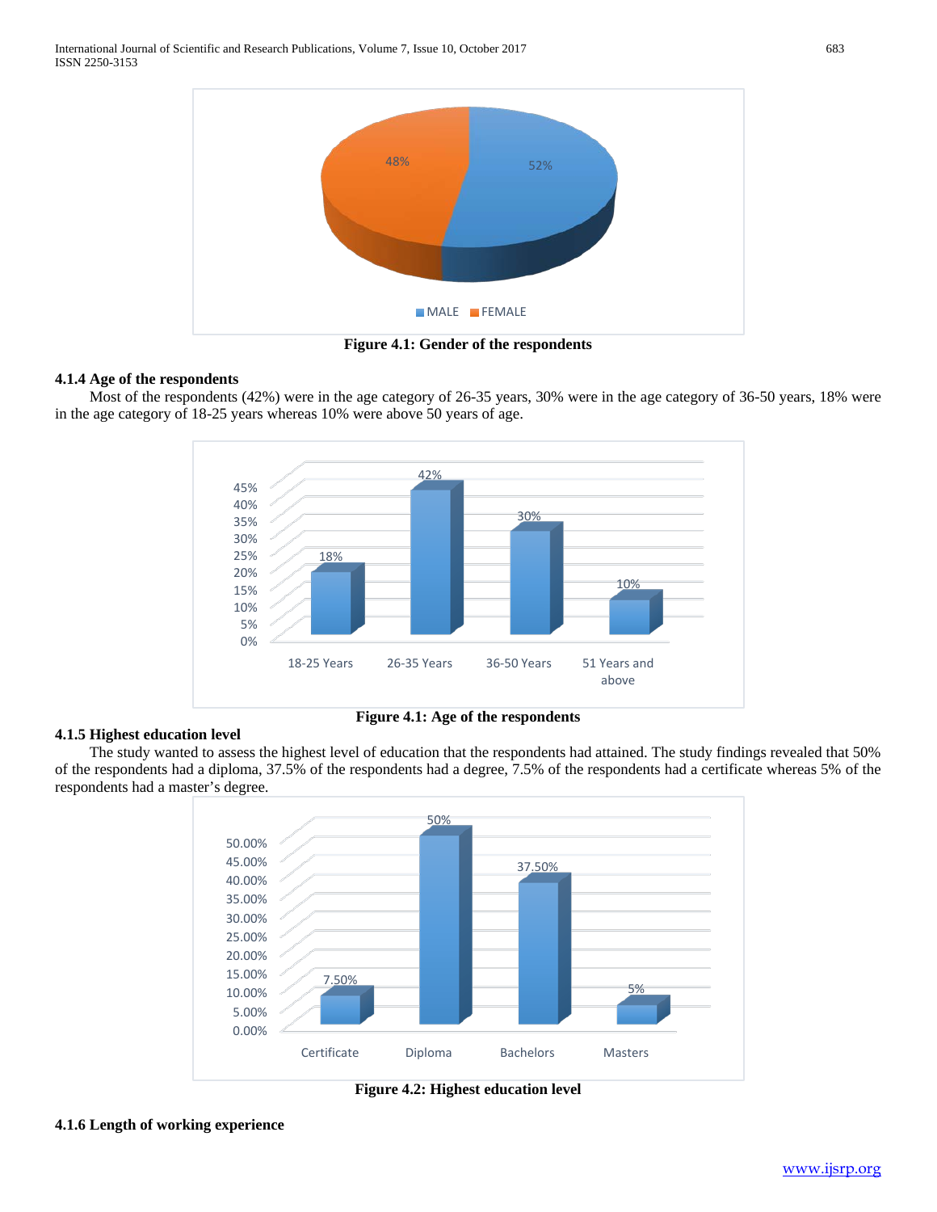Figure 4.1: Gender of the respondents

### 4.1.4 Age of the respondents

Most of the respondents (42%) were in the age category of 26-35 years, 30% were in the age category of 36-50 years, 18% were in the age category of 18-25 years whereas 10% were above 50 years of age.

Figure 4.1: Age of the respondents

### 4.1.5 Highest education level

The study wanted to assess the highest level of education that the respondents had attained. The study findings revealed that 50% of the respondents had a diploma, 37.5% of the respondents had a degree, 7.5% of the respondents had a certificate whereas 5% of the respondents had a master's degree.

Figure 4.2: Highest education level

### 4.1.6 Length of working experience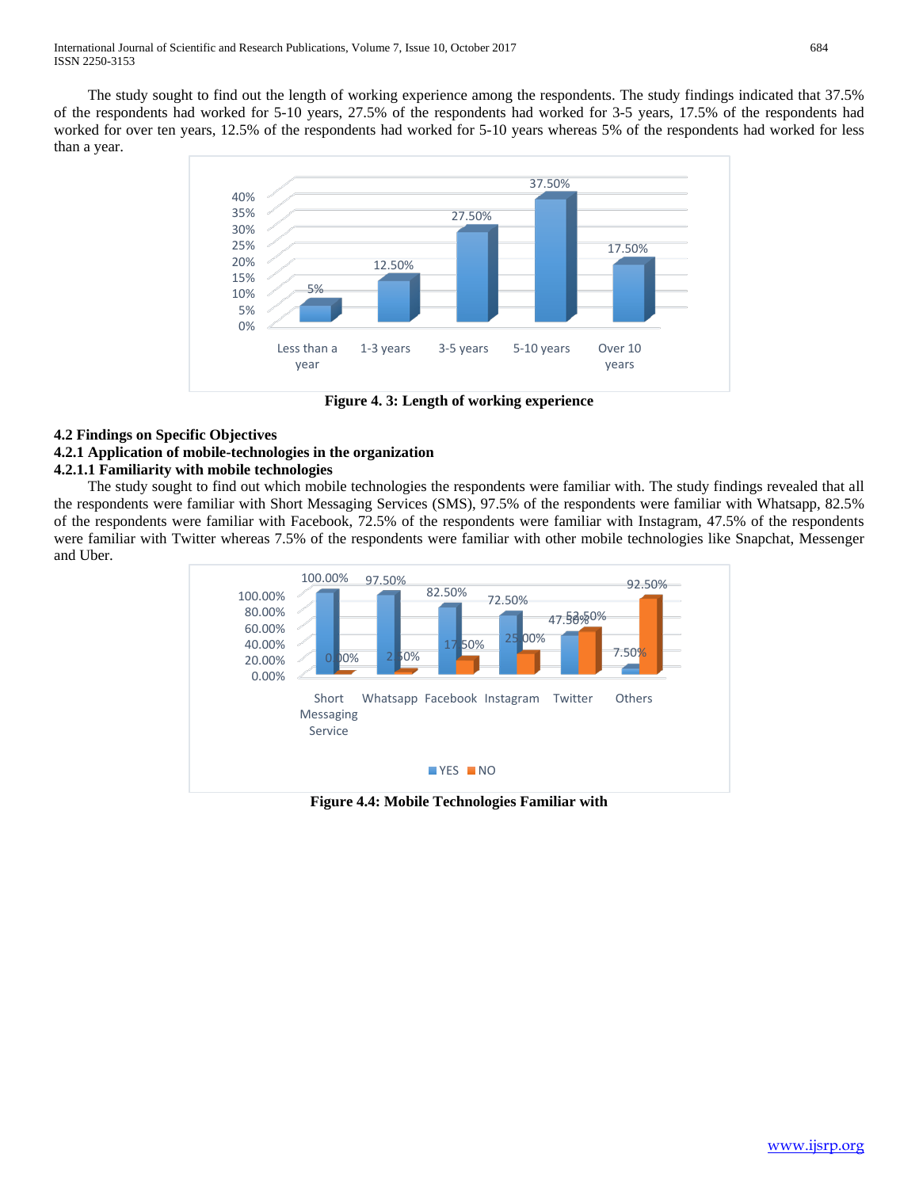The study sought to find out the length of working experience among the respondents. The study findings indicated that 37.5% of the respondents had worked for 5-10 years, 27.5% of the respondents had worked for 3-5 years, 17.5% of the respondents had worked for over ten years, 12.5% of the respondents had worked for 5-10 years whereas 5% of the respondents had worked for less than a year.

**Figure 4. 3: Length of working experience**

### 4.2 Findings on Specific Objectives

### 4.2.1 Application of mobile-technologies in the organization

### 4.2.1.1 Familiarity with mobile technologies

The study sought to find out which mobile technologies the respondents were familiar with. The study findings revealed that all the respondents were familiar with Short Messaging Services (SMS), 97.5% of the respondents were familiar with Whatsapp, 82.5% of the respondents were familiar with Facebook, 72.5% of the respondents were familiar with Instagram, 47.5% of the respondents were familiar with Twitter whereas 7.5% of the respondents were familiar with other mobile technologies like Snapchat, Messenger and Uber.

**Figure 4.4: Mobile Technologies Familiar with**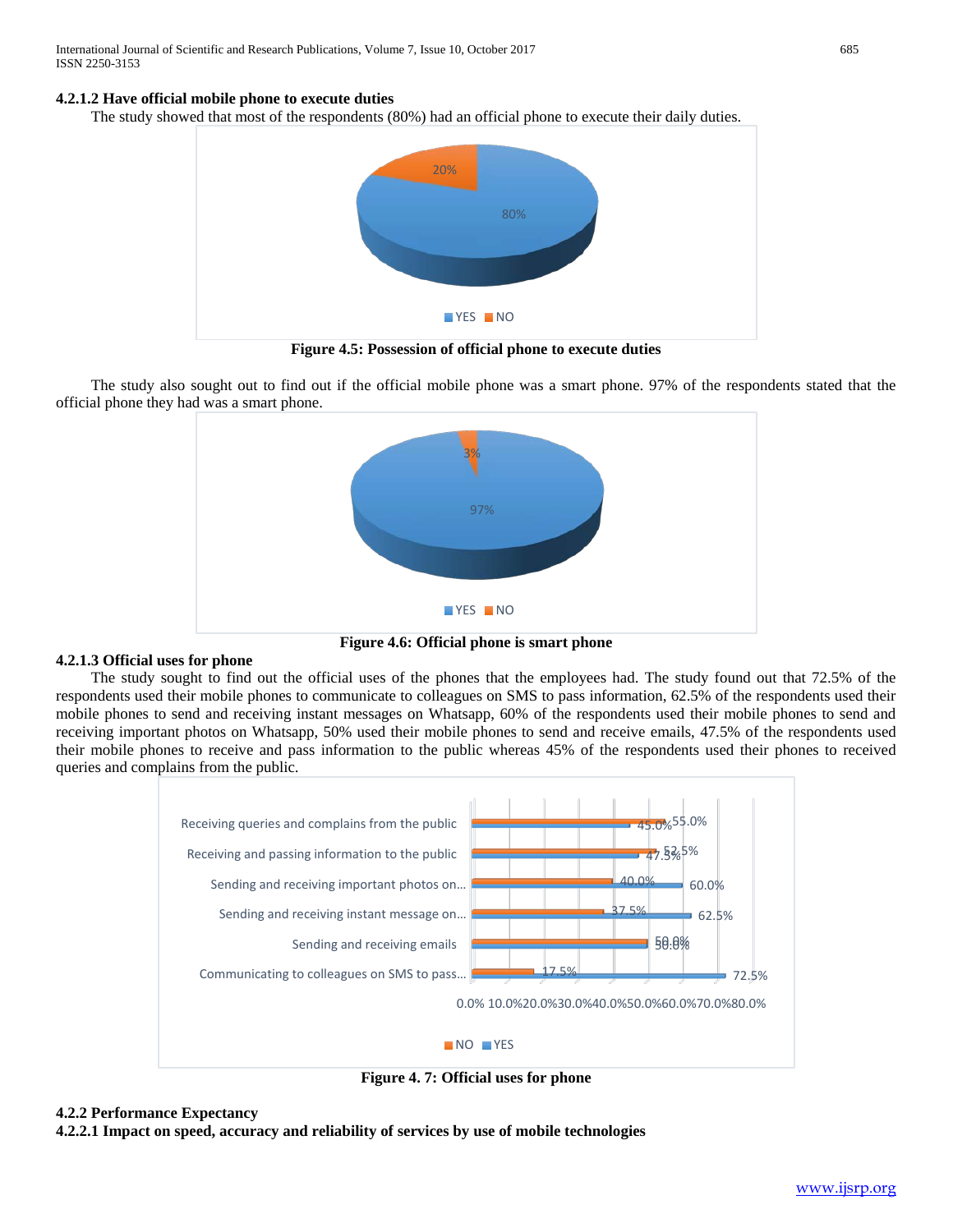#### 4.2.1.2 Have official mobile phone to execute duties

The study showed that most of the respondents (80%) had an official phone to execute their daily duties.

Figure 4.5: Possession of official phone to execute duties

The study also sought out to find out if the official mobile phone was a smart phone. 97% of the respondents stated that the official phone they had was a smart phone.

Figure 4.6: Official phone is smart phone

#### 4.2.1.3 Official uses for phone

The study sought to find out the official uses of the phones that the employees had. The study found out that 72.5% of the respondents used their mobile phones to communicate to colleagues on SMS to pass information, 62.5% of the respondents used their mobile phones to send and receiving instant messages on Whatsapp, 60% of the respondents used their mobile phones to send and receiving important photos on Whatsapp, 50% used their mobile phones to send and receive emails, 47.5% of the respondents used their mobile phones to receive and pass information to the public whereas 45% of the respondents used their phones to received queries and complains from the public.

Figure 4. 7: Official uses for phone

### 4.2.2 Performance Expectancy

#### 4.2.2.1 Impact on speed, accuracy and reliability of services by use of mobile technologies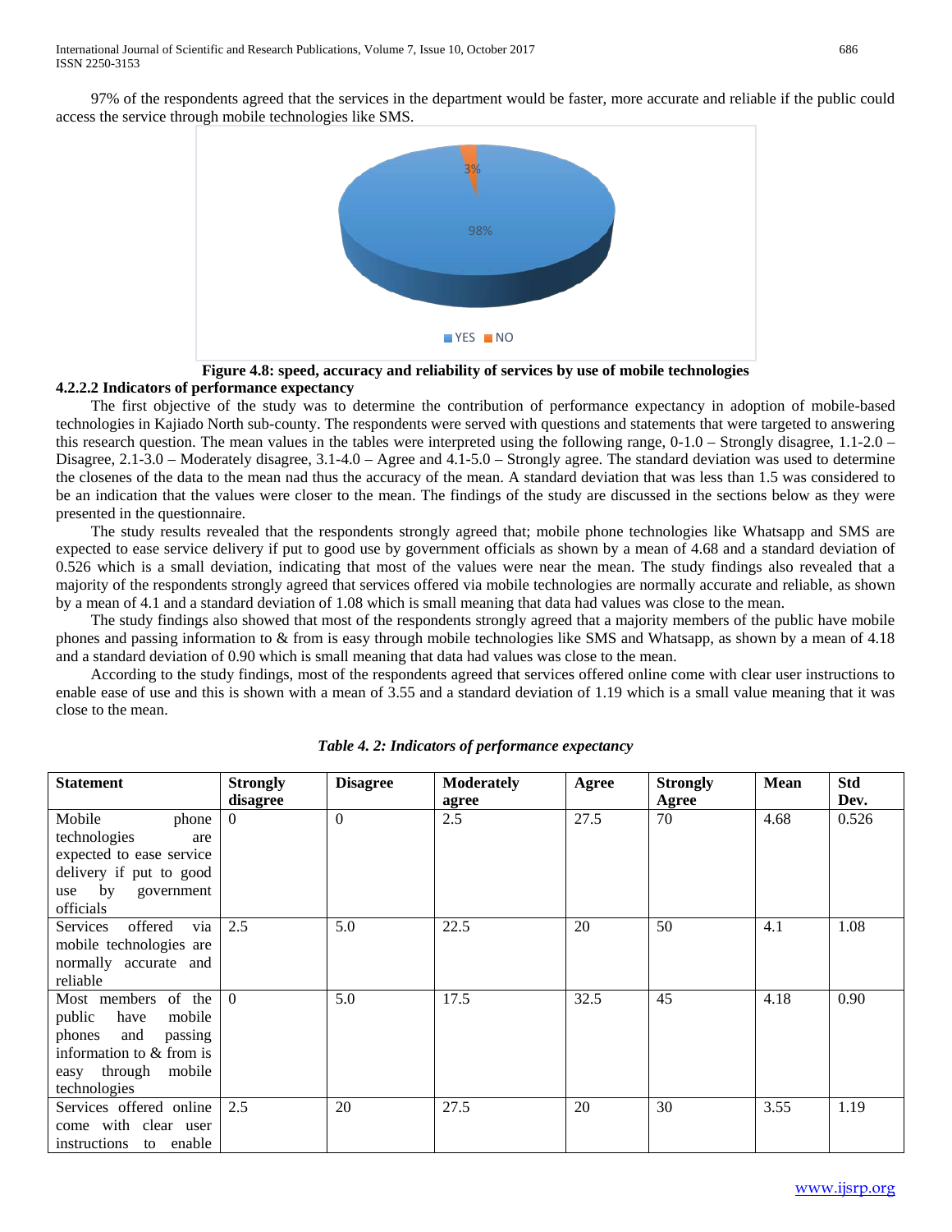97% of the respondents agreed that the services in the department would be faster, more accurate and reliable if the public could access the service through mobile technologies like SMS.

**Figure 4.8: speed, accuracy and reliability of services by use of mobile technologies**

#### 4.2.2.2 Indicators of performance expectancy

The first objective of the study was to determine the contribution of performance expectancy in adoption of mobile-based technologies in Kajiado North sub-county. The respondents were served with questions and statements that were targeted to answering this research question. The mean values in the tables were interpreted using the following range, 0-1.0 – Strongly disagree, 1.1-2.0 – Disagree, 2.1-3.0 – Moderately disagree, 3.1-4.0 – Agree and 4.1-5.0 – Strongly agree. The standard deviation was used to determine the closenes of the data to the mean nad thus the accuracy of the mean. A standard deviation that was less than 1.5 was considered to be an indication that the values were closer to the mean. The findings of the study are discussed in the sections below as they were presented in the questionnaire.

The study results revealed that the respondents strongly agreed that; mobile phone technologies like Whatsapp and SMS are expected to ease service delivery if put to good use by government officials as shown by a mean of 4.68 and a standard deviation of 0.526 which is a small deviation, indicating that most of the values were near the mean. The study findings also revealed that a majority of the respondents strongly agreed that services offered via mobile technologies are normally accurate and reliable, as shown by a mean of 4.1 and a standard deviation of 1.08 which is small meaning that data had values was close to the mean.

The study findings also showed that most of the respondents strongly agreed that a majority members of the public have mobile phones and passing information to & from is easy through mobile technologies like SMS and Whatsapp, as shown by a mean of 4.18 and a standard deviation of 0.90 which is small meaning that data had values was close to the mean.

According to the study findings, most of the respondents agreed that services offered online come with clear user instructions to enable ease of use and this is shown with a mean of 3.55 and a standard deviation of 1.19 which is a small value meaning that it was close to the mean.

*Table 4. 2: Indicators of performance expectancy*

| Statement | Strongly disagree | Disagree | Moderately agree | Agree | Strongly Agree | Mean | Std Dev. |
|---|---|---|---|---|---|---|---|
| Mobile phone technologies are expected to ease service delivery if put to good use by government officials | 0 | 0 | 2.5 | 27.5 | 70 | 4.68 | 0.526 |
| Services offered via mobile technologies are normally accurate and reliable | 2.5 | 5.0 | 22.5 | 20 | 50 | 4.1 | 1.08 |
| Most members of the public have mobile phones and passing information to & from is easy through mobile technologies | 0 | 5.0 | 17.5 | 32.5 | 45 | 4.18 | 0.90 |
| Services offered online come with clear user instructions to enable | 2.5 | 20 | 27.5 | 20 | 30 | 3.55 | 1.19 |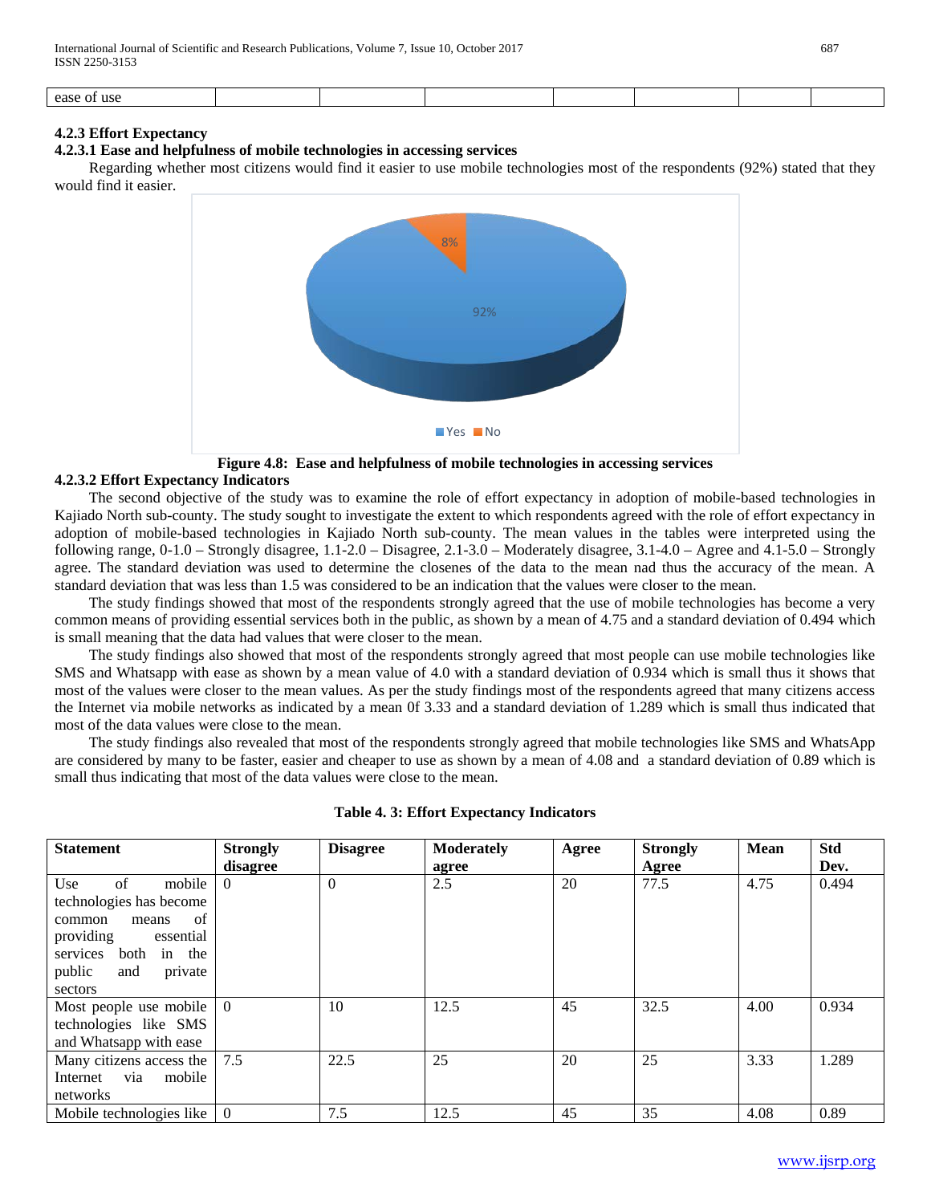| ease of use | | | | | | | |
|---|---|---|---|---|---|---|---|

**4.2.3 Effort Expectancy**

**4.2.3.1 Ease and helpfulness of mobile technologies in accessing services**

Regarding whether most citizens would find it easier to use mobile technologies most of the respondents (92%) stated that they would find it easier.

**Figure 4.8: Ease and helpfulness of mobile technologies in accessing services**

**4.2.3.2 Effort Expectancy Indicators**

The second objective of the study was to examine the role of effort expectancy in adoption of mobile-based technologies in Kajiado North sub-county. The study sought to investigate the extent to which respondents agreed with the role of effort expectancy in adoption of mobile-based technologies in Kajiado North sub-county. The mean values in the tables were interpreted using the following range, 0-1.0 – Strongly disagree, 1.1-2.0 – Disagree, 2.1-3.0 – Moderately disagree, 3.1-4.0 – Agree and 4.1-5.0 – Strongly agree. The standard deviation was used to determine the closenes of the data to the mean nad thus the accuracy of the mean. A standard deviation that was less than 1.5 was considered to be an indication that the values were closer to the mean.

The study findings showed that most of the respondents strongly agreed that the use of mobile technologies has become a very common means of providing essential services both in the public, as shown by a mean of 4.75 and a standard deviation of 0.494 which is small meaning that the data had values that were closer to the mean.

The study findings also showed that most of the respondents strongly agreed that most people can use mobile technologies like SMS and Whatsapp with ease as shown by a mean value of 4.0 with a standard deviation of 0.934 which is small thus it shows that most of the values were closer to the mean values. As per the study findings most of the respondents agreed that many citizens access the Internet via mobile networks as indicated by a mean 0f 3.33 and a standard deviation of 1.289 which is small thus indicated that most of the data values were close to the mean.

The study findings also revealed that most of the respondents strongly agreed that mobile technologies like SMS and WhatsApp are considered by many to be faster, easier and cheaper to use as shown by a mean of 4.08 and a standard deviation of 0.89 which is small thus indicating that most of the data values were close to the mean.

**Table 4. 3: Effort Expectancy Indicators**

| Statement | Strongly disagree | Disagree | Moderately agree | Agree | Strongly Agree | Mean | Std Dev. |
|---|---|---|---|---|---|---|---|
| Use of mobile technologies has become common means of providing essential services both in the public and private sectors | 0 | 0 | 2.5 | 20 | 77.5 | 4.75 | 0.494 |
| Most people use mobile technologies like SMS and Whatsapp with ease | 0 | 10 | 12.5 | 45 | 32.5 | 4.00 | 0.934 |
| Many citizens access the Internet via mobile networks | 7.5 | 22.5 | 25 | 20 | 25 | 3.33 | 1.289 |
| Mobile technologies like | 0 | 7.5 | 12.5 | 45 | 35 | 4.08 | 0.89 |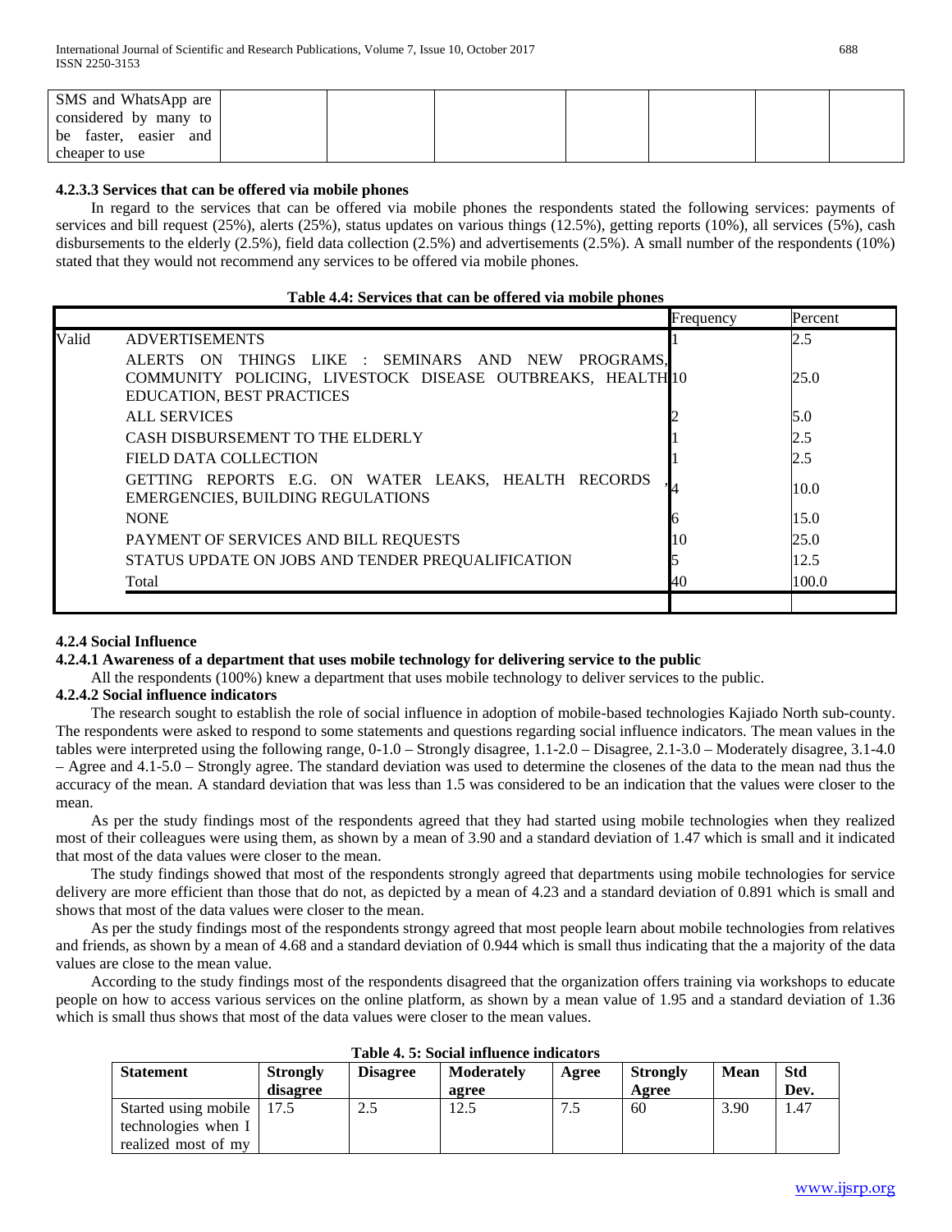| SMS and WhatsApp are considered by many to be faster, easier and cheaper to use | | | | | | | |
|---|---|---|---|---|---|---|---|

#### 4.2.3.3 Services that can be offered via mobile phones

In regard to the services that can be offered via mobile phones the respondents stated the following services: payments of services and bill request (25%), alerts (25%), status updates on various things (12.5%), getting reports (10%), all services (5%), cash disbursements to the elderly (2.5%), field data collection (2.5%) and advertisements (2.5%). A small number of the respondents (10%) stated that they would not recommend any services to be offered via mobile phones.

**Table 4.4: Services that can be offered via mobile phones**

| | | Frequency | Percent |
|---|---|---|---|
| Valid | ADVERTISEMENTS | 1 | 2.5 |
| | ALERTS ON THINGS LIKE : SEMINARS AND NEW PROGRAMS, COMMUNITY POLICING, LIVESTOCK DISEASE OUTBREAKS, HEALTH EDUCATION, BEST PRACTICES | 10 | 25.0 |
| | ALL SERVICES | 2 | 5.0 |
| | CASH DISBURSEMENT TO THE ELDERLY | 1 | 2.5 |
| | FIELD DATA COLLECTION | 1 | 2.5 |
| | GETTING REPORTS E.G. ON WATER LEAKS, HEALTH RECORDS , EMERGENCIES, BUILDING REGULATIONS | 4 | 10.0 |
| | NONE | 6 | 15.0 |
| | PAYMENT OF SERVICES AND BILL REQUESTS | 10 | 25.0 |
| | STATUS UPDATE ON JOBS AND TENDER PREQUALIFICATION | 5 | 12.5 |
| | Total | 40 | 100.0 |

### 4.2.4 Social Influence

#### 4.2.4.1 Awareness of a department that uses mobile technology for delivering service to the public

All the respondents (100%) knew a department that uses mobile technology to deliver services to the public.

#### 4.2.4.2 Social influence indicators

The research sought to establish the role of social influence in adoption of mobile-based technologies Kajiado North sub-county. The respondents were asked to respond to some statements and questions regarding social influence indicators. The mean values in the tables were interpreted using the following range, 0-1.0 – Strongly disagree, 1.1-2.0 – Disagree, 2.1-3.0 – Moderately disagree, 3.1-4.0 – Agree and 4.1-5.0 – Strongly agree. The standard deviation was used to determine the closenes of the data to the mean nad thus the accuracy of the mean. A standard deviation that was less than 1.5 was considered to be an indication that the values were closer to the mean.

As per the study findings most of the respondents agreed that they had started using mobile technologies when they realized most of their colleagues were using them, as shown by a mean of 3.90 and a standard deviation of 1.47 which is small and it indicated that most of the data values were closer to the mean.

The study findings showed that most of the respondents strongly agreed that departments using mobile technologies for service delivery are more efficient than those that do not, as depicted by a mean of 4.23 and a standard deviation of 0.891 which is small and shows that most of the data values were closer to the mean.

As per the study findings most of the respondents strongy agreed that most people learn about mobile technologies from relatives and friends, as shown by a mean of 4.68 and a standard deviation of 0.944 which is small thus indicating that the a majority of the data values are close to the mean value.

According to the study findings most of the respondents disagreed that the organization offers training via workshops to educate people on how to access various services on the online platform, as shown by a mean value of 1.95 and a standard deviation of 1.36 which is small thus shows that most of the data values were closer to the mean values.

**Table 4. 5: Social influence indicators**

| Statement | Strongly disagree | Disagree | Moderately agree | Agree | Strongly Agree | Mean | Std Dev. |
|---|---|---|---|---|---|---|---|
| Started using mobile technologies when I realized most of my | 17.5 | 2.5 | 12.5 | 7.5 | 60 | 3.90 | 1.47 |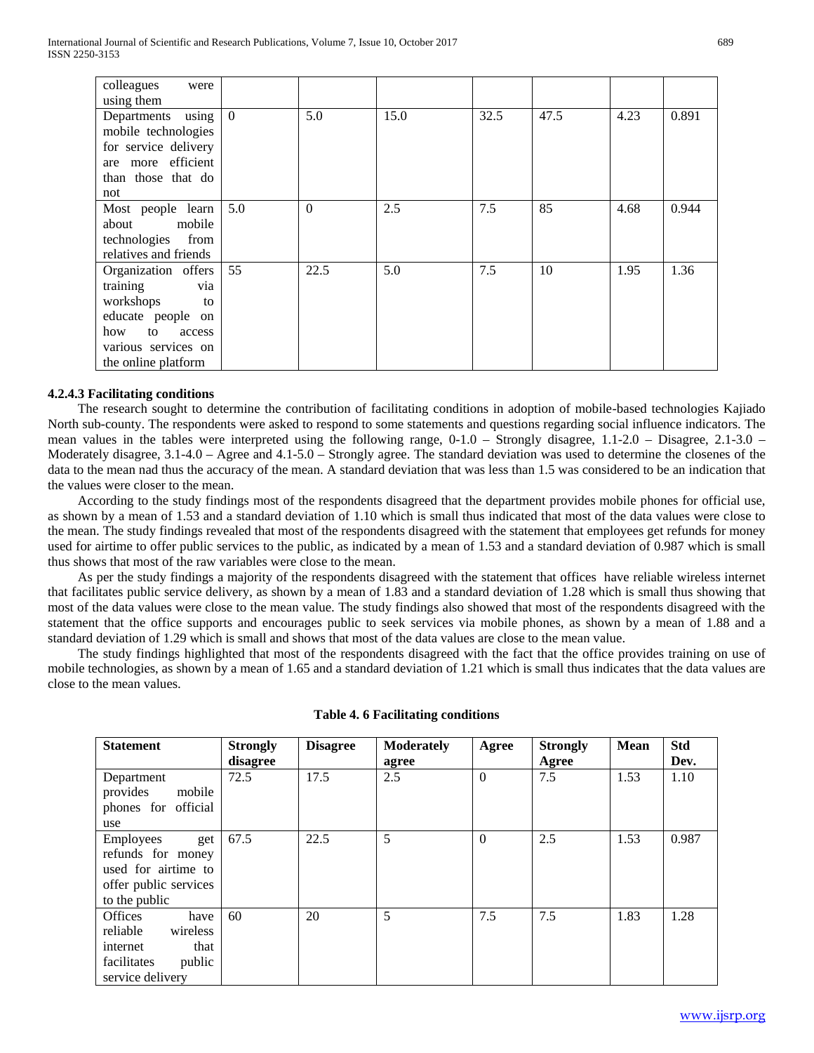| | | | | | | | |
|---|---|---|---|---|---|---|---|
| colleagues were using them | | | | | | | |
| Departments using mobile technologies for service delivery are more efficient than those that do not | 0 | 5.0 | 15.0 | 32.5 | 47.5 | 4.23 | 0.891 |
| Most people learn about mobile technologies from relatives and friends | 5.0 | 0 | 2.5 | 7.5 | 85 | 4.68 | 0.944 |
| Organization offers training via workshops to educate people on how to access various services on the online platform | 55 | 22.5 | 5.0 | 7.5 | 10 | 1.95 | 1.36 |

#### 4.2.4.3 Facilitating conditions

The research sought to determine the contribution of facilitating conditions in adoption of mobile-based technologies Kajiado North sub-county. The respondents were asked to respond to some statements and questions regarding social influence indicators. The mean values in the tables were interpreted using the following range, 0-1.0 – Strongly disagree, 1.1-2.0 – Disagree, 2.1-3.0 – Moderately disagree, 3.1-4.0 – Agree and 4.1-5.0 – Strongly agree. The standard deviation was used to determine the closenes of the data to the mean nad thus the accuracy of the mean. A standard deviation that was less than 1.5 was considered to be an indication that the values were closer to the mean.

According to the study findings most of the respondents disagreed that the department provides mobile phones for official use, as shown by a mean of 1.53 and a standard deviation of 1.10 which is small thus indicated that most of the data values were close to the mean. The study findings revealed that most of the respondents disagreed with the statement that employees get refunds for money used for airtime to offer public services to the public, as indicated by a mean of 1.53 and a standard deviation of 0.987 which is small thus shows that most of the raw variables were close to the mean.

As per the study findings a majority of the respondents disagreed with the statement that offices have reliable wireless internet that facilitates public service delivery, as shown by a mean of 1.83 and a standard deviation of 1.28 which is small thus showing that most of the data values were close to the mean value. The study findings also showed that most of the respondents disagreed with the statement that the office supports and encourages public to seek services via mobile phones, as shown by a mean of 1.88 and a standard deviation of 1.29 which is small and shows that most of the data values are close to the mean value.

The study findings highlighted that most of the respondents disagreed with the fact that the office provides training on use of mobile technologies, as shown by a mean of 1.65 and a standard deviation of 1.21 which is small thus indicates that the data values are close to the mean values.

**Table 4. 6 Facilitating conditions**

| Statement | Strongly disagree | Disagree | Moderately agree | Agree | Strongly Agree | Mean | Std Dev. |
|---|---|---|---|---|---|---|---|
| Department provides mobile phones for official use | 72.5 | 17.5 | 2.5 | 0 | 7.5 | 1.53 | 1.10 |
| Employees get refunds for money used for airtime to offer public services to the public | 67.5 | 22.5 | 5 | 0 | 2.5 | 1.53 | 0.987 |
| Offices have reliable wireless internet that facilitates public service delivery | 60 | 20 | 5 | 7.5 | 7.5 | 1.83 | 1.28 |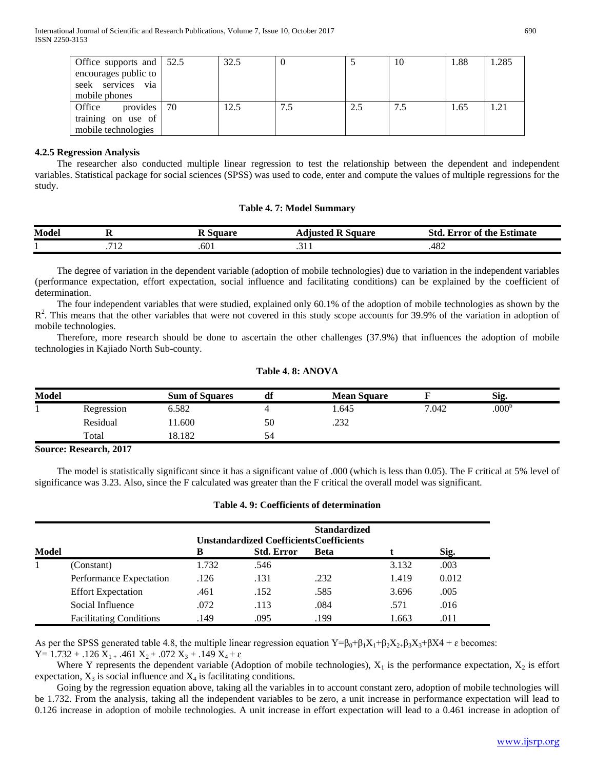| Office supports and encourages public to seek services via mobile phones | 52.5 | 32.5 | 0 | 5 | 10 | 1.88 | 1.285 |
|---|---|---|---|---|---|---|---|
| Office provides training on use of mobile technologies | 70 | 12.5 | 7.5 | 2.5 | 7.5 | 1.65 | 1.21 |

#### 4.2.5 Regression Analysis

The researcher also conducted multiple linear regression to test the relationship between the dependent and independent variables. Statistical package for social sciences (SPSS) was used to code, enter and compute the values of multiple regressions for the study.

**Table 4. 7: Model Summary**

| Model | R | R Square | Adjusted R Square | Std. Error of the Estimate |
|---|---|---|---|---|
| 1 | .712 | .601 | .311 | .482 |

The degree of variation in the dependent variable (adoption of mobile technologies) due to variation in the independent variables (performance expectation, effort expectation, social influence and facilitating conditions) can be explained by the coefficient of determination.

The four independent variables that were studied, explained only 60.1% of the adoption of mobile technologies as shown by the $R^2$. This means that the other variables that were not covered in this study scope accounts for 39.9% of the variation in adoption of mobile technologies.

Therefore, more research should be done to ascertain the other challenges (37.9%) that influences the adoption of mobile technologies in Kajiado North Sub-county.

**Table 4. 8: ANOVA**

| Model | | Sum of Squares | df | Mean Square | F | Sig. |
|---|---|---|---|---|---|---|
| 1 | Regression | 6.582 | 4 | 1.645 | 7.042 | .000[b] |
| | Residual | 11.600 | 50 | .232 | | |
| | Total | 18.182 | 54 | | | |

**Source: Research, 2017**

The model is statistically significant since it has a significant value of .000 (which is less than 0.05). The F critical at 5% level of significance was 3.23. Also, since the F calculated was greater than the F critical the overall model was significant.

**Table 4. 9: Coefficients of determination**

| Model | | Unstandardized Coefficients | | Standardized Coefficients | | |
|---|---|---|---|---|---|---|
| | | B | Std. Error | Beta | t | Sig. |
| 1 | (Constant) | 1.732 | .546 | | 3.132 | .003 |
| | Performance Expectation | .126 | .131 | .232 | 1.419 | 0.012 |
| | Effort Expectation | .461 | .152 | .585 | 3.696 | .005 |
| | Social Influence | .072 | .113 | .084 | .571 | .016 |
| | Facilitating Conditions | .149 | .095 | .199 | 1.663 | .011 |

As per the SPSS generated table 4.8, the multiple linear regression equation $Y=\beta_0+\beta_1X_1+\beta_2X_{2+}\beta_3X_3+\beta X4 + \varepsilon$ becomes:
$Y= 1.732 + .126\ X_{1\ +}\ .461\ X_2 + .072\ X_3 + .149\ X_4 + \varepsilon$

Where Y represents the dependent variable (Adoption of mobile technologies), $X_1$ is the performance expectation, $X_2$ is effort expectation, $X_3$ is social influence and $X_4$ is facilitating conditions.

Going by the regression equation above, taking all the variables in to account constant zero, adoption of mobile technologies will be 1.732. From the analysis, taking all the independent variables to be zero, a unit increase in performance expectation will lead to 0.126 increase in adoption of mobile technologies. A unit increase in effort expectation will lead to a 0.461 increase in adoption of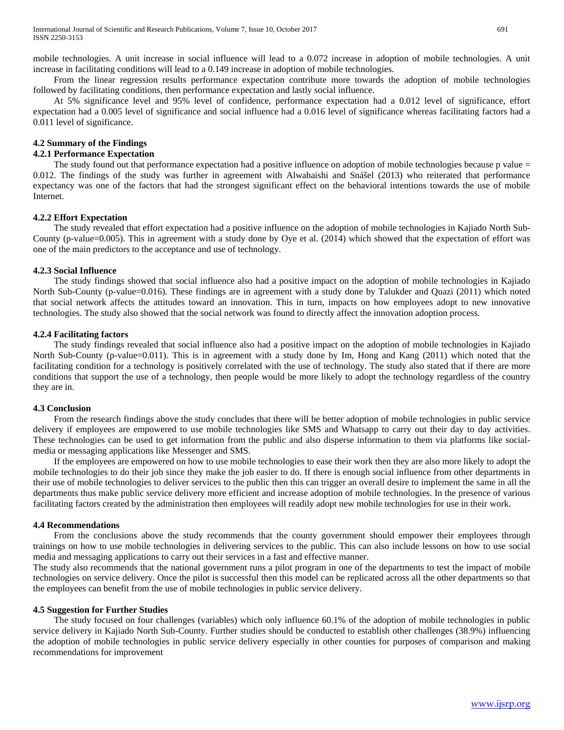mobile technologies. A unit increase in social influence will lead to a 0.072 increase in adoption of mobile technologies. A unit increase in facilitating conditions will lead to a 0.149 increase in adoption of mobile technologies.

From the linear regression results performance expectation contribute more towards the adoption of mobile technologies followed by facilitating conditions, then performance expectation and lastly social influence.

At 5% significance level and 95% level of confidence, performance expectation had a 0.012 level of significance, effort expectation had a 0.005 level of significance and social influence had a 0.016 level of significance whereas facilitating factors had a 0.011 level of significance.

## 4.2 Summary of the Findings

### 4.2.1 Performance Expectation

The study found out that performance expectation had a positive influence on adoption of mobile technologies because p value = 0.012. The findings of the study was further in agreement with Alwahaishi and Snášel (2013) who reiterated that performance expectancy was one of the factors that had the strongest significant effect on the behavioral intentions towards the use of mobile Internet.

### 4.2.2 Effort Expectation

The study revealed that effort expectation had a positive influence on the adoption of mobile technologies in Kajiado North Sub-County (p-value=0.005). This in agreement with a study done by Oye et al. (2014) which showed that the expectation of effort was one of the main predictors to the acceptance and use of technology.

### 4.2.3 Social Influence

The study findings showed that social influence also had a positive impact on the adoption of mobile technologies in Kajiado North Sub-County (p-value=0.016). These findings are in agreement with a study done by Talukder and Quazi (2011) which noted that social network affects the attitudes toward an innovation. This in turn, impacts on how employees adopt to new innovative technologies. The study also showed that the social network was found to directly affect the innovation adoption process.

### 4.2.4 Facilitating factors

The study findings revealed that social influence also had a positive impact on the adoption of mobile technologies in Kajiado North Sub-County (p-value=0.011). This is in agreement with a study done by Im, Hong and Kang (2011) which noted that the facilitating condition for a technology is positively correlated with the use of technology. The study also stated that if there are more conditions that support the use of a technology, then people would be more likely to adopt the technology regardless of the country they are in.

## 4.3 Conclusion

From the research findings above the study concludes that there will be better adoption of mobile technologies in public service delivery if employees are empowered to use mobile technologies like SMS and Whatsapp to carry out their day to day activities. These technologies can be used to get information from the public and also disperse information to them via platforms like social-media or messaging applications like Messenger and SMS.

If the employees are empowered on how to use mobile technologies to ease their work then they are also more likely to adopt the mobile technologies to do their job since they make the job easier to do. If there is enough social influence from other departments in their use of mobile technologies to deliver services to the public then this can trigger an overall desire to implement the same in all the departments thus make public service delivery more efficient and increase adoption of mobile technologies. In the presence of various facilitating factors created by the administration then employees will readily adopt new mobile technologies for use in their work.

## 4.4 Recommendations

From the conclusions above the study recommends that the county government should empower their employees through trainings on how to use mobile technologies in delivering services to the public. This can also include lessons on how to use social media and messaging applications to carry out their services in a fast and effective manner.

The study also recommends that the national government runs a pilot program in one of the departments to test the impact of mobile technologies on service delivery. Once the pilot is successful then this model can be replicated across all the other departments so that the employees can benefit from the use of mobile technologies in public service delivery.

## 4.5 Suggestion for Further Studies

The study focused on four challenges (variables) which only influence 60.1% of the adoption of mobile technologies in public service delivery in Kajiado North Sub-County. Further studies should be conducted to establish other challenges (38.9%) influencing the adoption of mobile technologies in public service delivery especially in other counties for purposes of comparison and making recommendations for improvement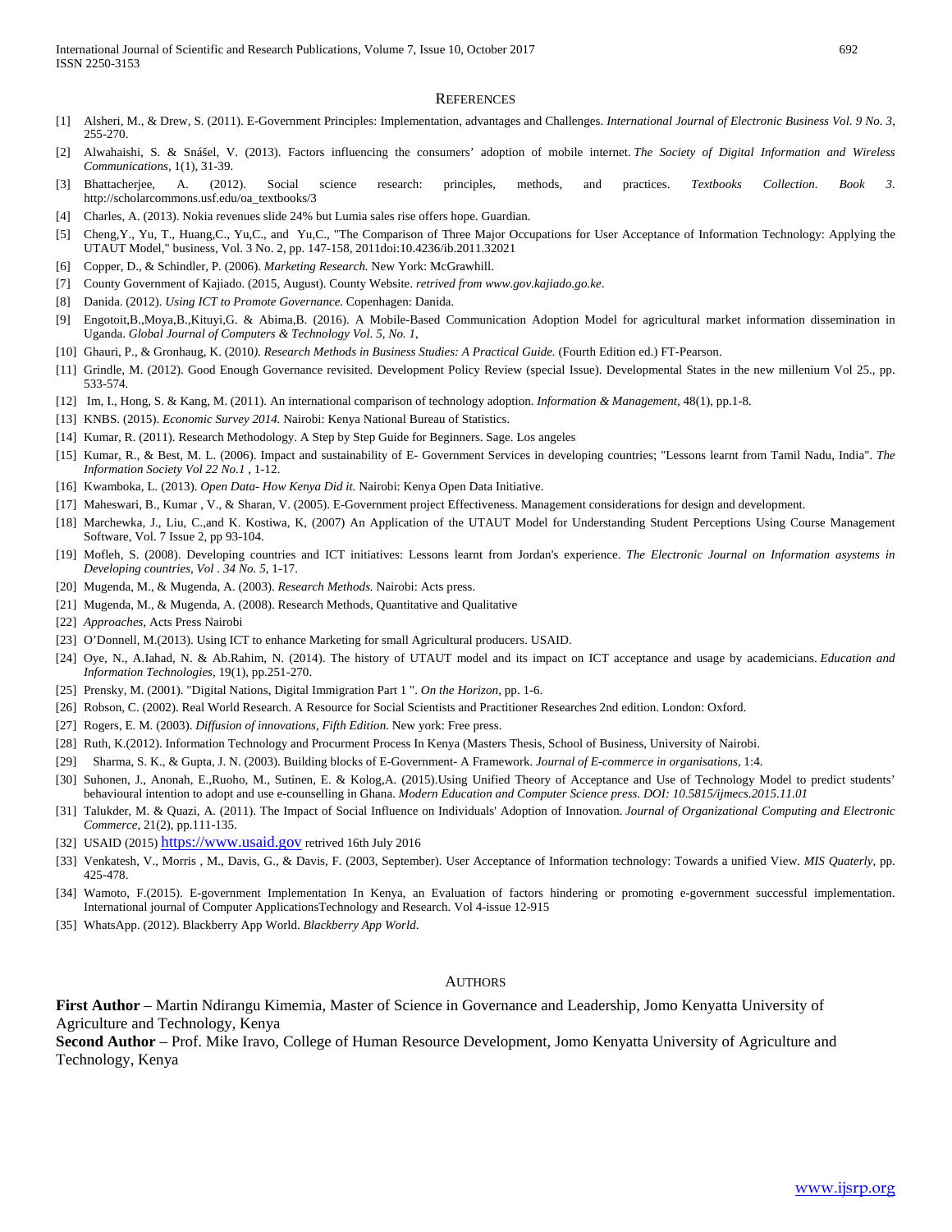## REFERENCES

[1] Alsheri, M., & Drew, S. (2011). E-Government Principles: Implementation, advantages and Challenges. *International Journal of Electronic Business Vol. 9 No. 3*, 255-270.

[2] Alwahaishi, S. & Snášel, V. (2013). Factors influencing the consumers' adoption of mobile internet. *The Society of Digital Information and Wireless Communications*, 1(1), 31-39.

[3] Bhattacherjee, A. (2012). Social science research: principles, methods, and practices. *Textbooks Collection. Book 3*. http://scholarcommons.usf.edu/oa_textbooks/3

[4] Charles, A. (2013). Nokia revenues slide 24% but Lumia sales rise offers hope. Guardian.

[5] Cheng,Y., Yu, T., Huang,C., Yu,C., and Yu,C., "The Comparison of Three Major Occupations for User Acceptance of Information Technology: Applying the UTAUT Model," business, Vol. 3 No. 2, pp. 147-158, 2011doi:10.4236/ib.2011.32021

[6] Copper, D., & Schindler, P. (2006). *Marketing Research.* New York: McGrawhill.

[7] County Government of Kajiado. (2015, August). County Website. *retrived from www.gov.kajiado.go.ke*.

[8] Danida. (2012). *Using ICT to Promote Governance.* Copenhagen: Danida.

[9] Engotoit,B.,Moya,B.,Kituyi,G. & Abima,B. (2016). A Mobile-Based Communication Adoption Model for agricultural market information dissemination in Uganda. *Global Journal of Computers & Technology Vol. 5, No. 1,*

[10] Ghauri, P., & Gronhaug, K. (2010*). Research Methods in Business Studies: A Practical Guide.* (Fourth Edition ed.) FT-Pearson.

[11] Grindle, M. (2012). Good Enough Governance revisited. Development Policy Review (special Issue). Developmental States in the new millenium Vol 25., pp. 533-574.

[12] Im, I., Hong, S. & Kang, M. (2011). An international comparison of technology adoption. *Information & Management*, 48(1), pp.1-8.

[13] KNBS. (2015). *Economic Survey 2014.* Nairobi: Kenya National Bureau of Statistics.

[14] Kumar, R. (2011). Research Methodology. A Step by Step Guide for Beginners. Sage. Los angeles

[15] Kumar, R., & Best, M. L. (2006). Impact and sustainability of E- Government Services in developing countries; "Lessons learnt from Tamil Nadu, India". *The Information Society Vol 22 No.1* , 1-12.

[16] Kwamboka, L. (2013). *Open Data- How Kenya Did it.* Nairobi: Kenya Open Data Initiative.

[17] Maheswari, B., Kumar , V., & Sharan, V. (2005). E-Government project Effectiveness. Management considerations for design and development.

[18] Marchewka, J., Liu, C.,and K. Kostiwa, K (2007) An Application of the UTAUT Model for Understanding Student Perceptions Using Course Management Software, Vol. 7 Issue 2, pp 93-104.

[19] Mofleh, S. (2008). Developing countries and ICT initiatives: Lessons learnt from Jordan's experience. *The Electronic Journal on Information asystems in Developing countries, Vol . 34 No. 5*, 1-17.

[20] Mugenda, M., & Mugenda, A. (2003). *Research Methods.* Nairobi: Acts press.

[21] Mugenda, M., & Mugenda, A. (2008). Research Methods, Quantitative and Qualitative

[22] *Approaches,* Acts Press Nairobi

[23] O'Donnell, M.(2013). Using ICT to enhance Marketing for small Agricultural producers. USAID.

[24] Oye, N., A.Iahad, N. & Ab.Rahim, N. (2014). The history of UTAUT model and its impact on ICT acceptance and usage by academicians. *Education and Information Technologies*, 19(1), pp.251-270.

[25] Prensky, M. (2001). "Digital Nations, Digital Immigration Part 1 ". *On the Horizon*, pp. 1-6.

[26] Robson, C. (2002). Real World Research. A Resource for Social Scientists and Practitioner Researches 2nd edition. London: Oxford.

[27] Rogers, E. M. (2003). *Diffusion of innovations, Fifth Edition.* New york: Free press.

[28] Ruth, K.(2012). Information Technology and Procurment Process In Kenya (Masters Thesis, School of Business, University of Nairobi.

[29] Sharma, S. K., & Gupta, J. N. (2003). Building blocks of E-Government- A Framework. *Journal of E-commerce in organisations*, 1:4.

[30] Suhonen, J., Anonah, E.,Ruoho, M., Sutinen, E. & Kolog,A. (2015).Using Unified Theory of Acceptance and Use of Technology Model to predict students' behavioural intention to adopt and use e-counselling in Ghana. *Modern Education and Computer Science press. DOI: 10.5815/ijmecs.2015.11.01*

[31] Talukder, M. & Quazi, A. (2011). The Impact of Social Influence on Individuals' Adoption of Innovation. *Journal of Organizational Computing and Electronic Commerce*, 21(2), pp.111-135.

[32] USAID (2015) https://www.usaid.gov retrived 16th July 2016

[33] Venkatesh, V., Morris , M., Davis, G., & Davis, F. (2003, September). User Acceptance of Information technology: Towards a unified View. *MIS Quaterly*, pp. 425-478.

[34] Wamoto, F.(2015). E-government Implementation In Kenya, an Evaluation of factors hindering or promoting e-government successful implementation. International journal of Computer ApplicationsTechnology and Research. Vol 4-issue 12-915

[35] WhatsApp. (2012). Blackberry App World. *Blackberry App World.*

## AUTHORS

**First Author** – Martin Ndirangu Kimemia, Master of Science in Governance and Leadership, Jomo Kenyatta University of Agriculture and Technology, Kenya

**Second Author** – Prof. Mike Iravo, College of Human Resource Development, Jomo Kenyatta University of Agriculture and Technology, Kenya